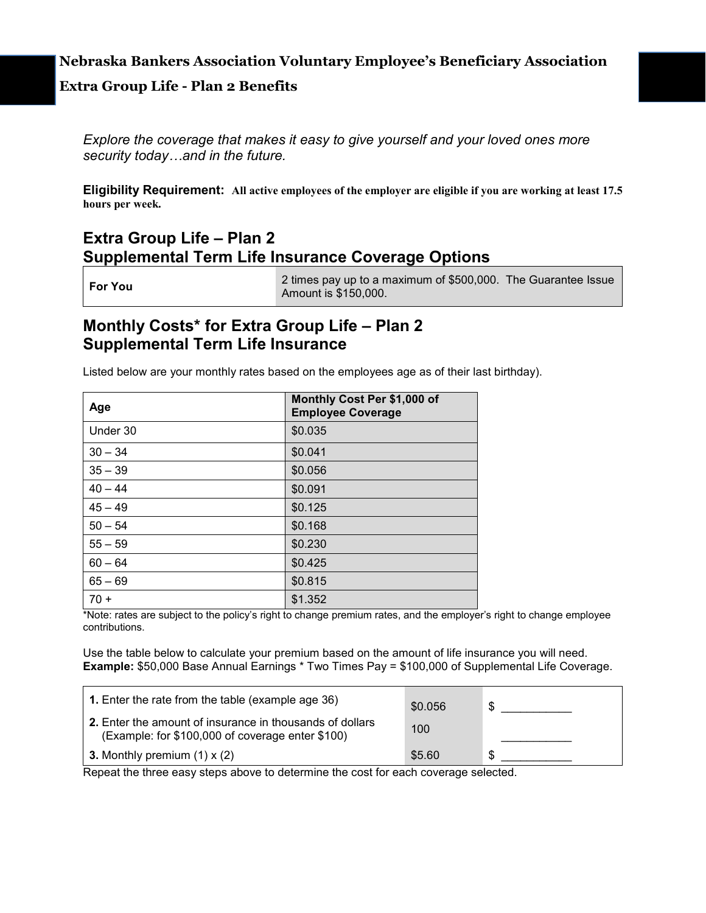# Nebraska Bankers Association Voluntary Employee's Beneficiary Association

## Extra Group Life - Plan 2 Benefits

*Explore the coverage that makes it easy to give yourself and your loved ones more security today…and in the future.*

**Eligibility Requirement:** **All active employees of the employer are eligible if you are working at least 17.5 hours per week.**

## Extra Group Life – Plan 2 Supplemental Term Life Insurance Coverage Options

| | |
|---|---|
| **For You** | 2 times pay up to a maximum of $500,000. The Guarantee Issue Amount is $150,000. |

## Monthly Costs* for Extra Group Life – Plan 2 Supplemental Term Life Insurance

Listed below are your monthly rates based on the employees age as of their last birthday).

| Age | Monthly Cost Per $1,000 of Employee Coverage |
|---|---|
| Under 30 | $0.035 |
| 30 – 34 | $0.041 |
| 35 – 39 | $0.056 |
| 40 – 44 | $0.091 |
| 45 – 49 | $0.125 |
| 50 – 54 | $0.168 |
| 55 – 59 | $0.230 |
| 60 – 64 | $0.425 |
| 65 – 69 | $0.815 |
| 70 + | $1.352 |

*Note: rates are subject to the policy's right to change premium rates, and the employer's right to change employee contributions.

Use the table below to calculate your premium based on the amount of life insurance you will need.
**Example:** $50,000 Base Annual Earnings * Two Times Pay = $100,000 of Supplemental Life Coverage.

| | | |
|---|---|---|
| **1.** Enter the rate from the table (example age 36) | $0.056 | $ ___________ |
| **2.** Enter the amount of insurance in thousands of dollars (Example: for $100,000 of coverage enter $100) | 100 | ___________ |
| **3.** Monthly premium (1) x (2) | $5.60 | $ ___________ |

Repeat the three easy steps above to determine the cost for each coverage selected.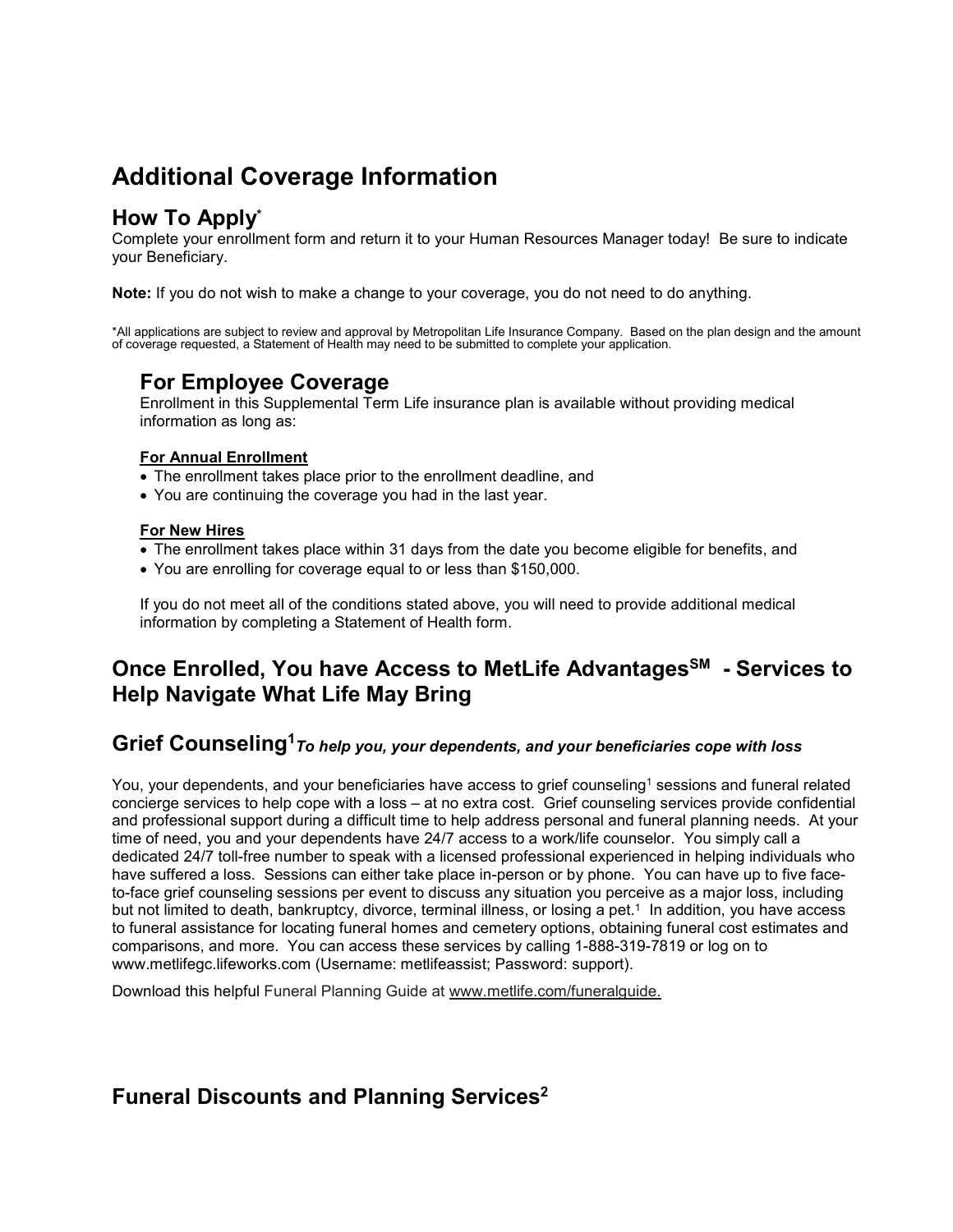# Additional Coverage Information

## How To Apply*

Complete your enrollment form and return it to your Human Resources Manager today! Be sure to indicate your Beneficiary.

**Note:** If you do not wish to make a change to your coverage, you do not need to do anything.

*All applications are subject to review and approval by Metropolitan Life Insurance Company. Based on the plan design and the amount of coverage requested, a Statement of Health may need to be submitted to complete your application.

### For Employee Coverage

Enrollment in this Supplemental Term Life insurance plan is available without providing medical information as long as:

**For Annual Enrollment**

- The enrollment takes place prior to the enrollment deadline, and
- You are continuing the coverage you had in the last year.

**For New Hires**

- The enrollment takes place within 31 days from the date you become eligible for benefits, and
- You are enrolling for coverage equal to or less than $150,000.

If you do not meet all of the conditions stated above, you will need to provide additional medical information by completing a Statement of Health form.

## Once Enrolled, You have Access to MetLife Advantages[SM] - Services to Help Navigate What Life May Bring

## Grief Counseling[1] *To help you, your dependents, and your beneficiaries cope with loss*

You, your dependents, and your beneficiaries have access to grief counseling[1] sessions and funeral related concierge services to help cope with a loss – at no extra cost. Grief counseling services provide confidential and professional support during a difficult time to help address personal and funeral planning needs. At your time of need, you and your dependents have 24/7 access to a work/life counselor. You simply call a dedicated 24/7 toll-free number to speak with a licensed professional experienced in helping individuals who have suffered a loss. Sessions can either take place in-person or by phone. You can have up to five face-to-face grief counseling sessions per event to discuss any situation you perceive as a major loss, including but not limited to death, bankruptcy, divorce, terminal illness, or losing a pet.[1] In addition, you have access to funeral assistance for locating funeral homes and cemetery options, obtaining funeral cost estimates and comparisons, and more. You can access these services by calling 1-888-319-7819 or log on to www.metlifegc.lifeworks.com (Username: metlifeassist; Password: support).

Download this helpful Funeral Planning Guide at www.metlife.com/funeralguide.

## Funeral Discounts and Planning Services[2]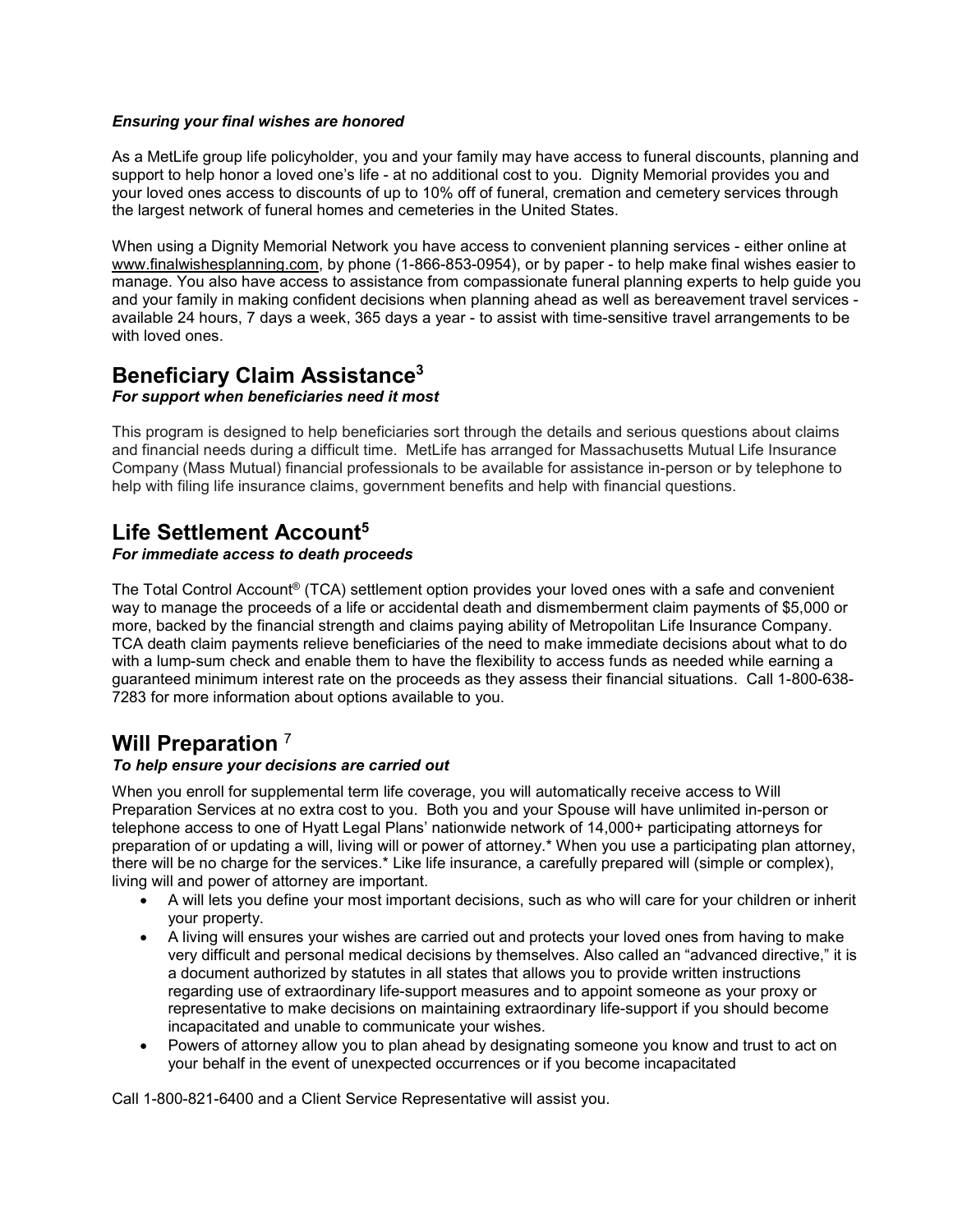***Ensuring your final wishes are honored***

As a MetLife group life policyholder, you and your family may have access to funeral discounts, planning and support to help honor a loved one's life - at no additional cost to you. Dignity Memorial provides you and your loved ones access to discounts of up to 10% off of funeral, cremation and cemetery services through the largest network of funeral homes and cemeteries in the United States.

When using a Dignity Memorial Network you have access to convenient planning services - either online at www.finalwishesplanning.com, by phone (1-866-853-0954), or by paper - to help make final wishes easier to manage. You also have access to assistance from compassionate funeral planning experts to help guide you and your family in making confident decisions when planning ahead as well as bereavement travel services - available 24 hours, 7 days a week, 365 days a year - to assist with time-sensitive travel arrangements to be with loved ones.

## Beneficiary Claim Assistance[3]

***For support when beneficiaries need it most***

This program is designed to help beneficiaries sort through the details and serious questions about claims and financial needs during a difficult time. MetLife has arranged for Massachusetts Mutual Life Insurance Company (Mass Mutual) financial professionals to be available for assistance in-person or by telephone to help with filing life insurance claims, government benefits and help with financial questions.

## Life Settlement Account[5]

***For immediate access to death proceeds***

The Total Control Account® (TCA) settlement option provides your loved ones with a safe and convenient way to manage the proceeds of a life or accidental death and dismemberment claim payments of $5,000 or more, backed by the financial strength and claims paying ability of Metropolitan Life Insurance Company. TCA death claim payments relieve beneficiaries of the need to make immediate decisions about what to do with a lump-sum check and enable them to have the flexibility to access funds as needed while earning a guaranteed minimum interest rate on the proceeds as they assess their financial situations. Call 1-800-638-7283 for more information about options available to you.

## Will Preparation [7]

***To help ensure your decisions are carried out***

When you enroll for supplemental term life coverage, you will automatically receive access to Will Preparation Services at no extra cost to you. Both you and your Spouse will have unlimited in-person or telephone access to one of Hyatt Legal Plans' nationwide network of 14,000+ participating attorneys for preparation of or updating a will, living will or power of attorney.* When you use a participating plan attorney, there will be no charge for the services.* Like life insurance, a carefully prepared will (simple or complex), living will and power of attorney are important.

- A will lets you define your most important decisions, such as who will care for your children or inherit your property.
- A living will ensures your wishes are carried out and protects your loved ones from having to make very difficult and personal medical decisions by themselves. Also called an "advanced directive," it is a document authorized by statutes in all states that allows you to provide written instructions regarding use of extraordinary life-support measures and to appoint someone as your proxy or representative to make decisions on maintaining extraordinary life-support if you should become incapacitated and unable to communicate your wishes.
- Powers of attorney allow you to plan ahead by designating someone you know and trust to act on your behalf in the event of unexpected occurrences or if you become incapacitated

Call 1-800-821-6400 and a Client Service Representative will assist you.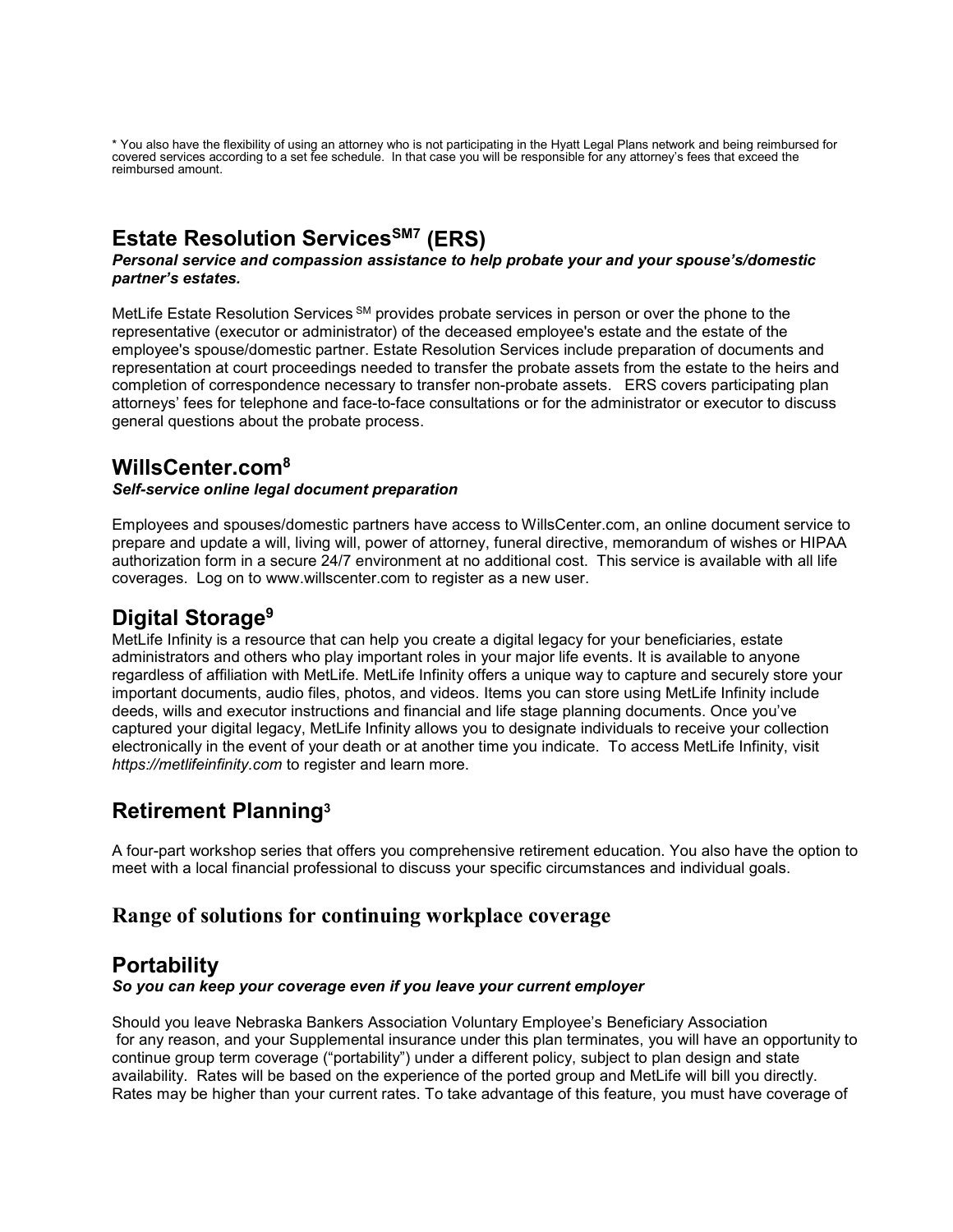* You also have the flexibility of using an attorney who is not participating in the Hyatt Legal Plans network and being reimbursed for covered services according to a set fee schedule. In that case you will be responsible for any attorney's fees that exceed the reimbursed amount.

## Estate Resolution Services[SM7] (ERS)

***Personal service and compassion assistance to help probate your and your spouse's/domestic partner's estates.***

MetLife Estate Resolution Services [SM] provides probate services in person or over the phone to the representative (executor or administrator) of the deceased employee's estate and the estate of the employee's spouse/domestic partner. Estate Resolution Services include preparation of documents and representation at court proceedings needed to transfer the probate assets from the estate to the heirs and completion of correspondence necessary to transfer non-probate assets. ERS covers participating plan attorneys' fees for telephone and face-to-face consultations or for the administrator or executor to discuss general questions about the probate process.

## WillsCenter.com[8]

***Self-service online legal document preparation***

Employees and spouses/domestic partners have access to WillsCenter.com, an online document service to prepare and update a will, living will, power of attorney, funeral directive, memorandum of wishes or HIPAA authorization form in a secure 24/7 environment at no additional cost. This service is available with all life coverages. Log on to www.willscenter.com to register as a new user.

## Digital Storage[9]

MetLife Infinity is a resource that can help you create a digital legacy for your beneficiaries, estate administrators and others who play important roles in your major life events. It is available to anyone regardless of affiliation with MetLife. MetLife Infinity offers a unique way to capture and securely store your important documents, audio files, photos, and videos. Items you can store using MetLife Infinity include deeds, wills and executor instructions and financial and life stage planning documents. Once you've captured your digital legacy, MetLife Infinity allows you to designate individuals to receive your collection electronically in the event of your death or at another time you indicate. To access MetLife Infinity, visit *https://metlifeinfinity.com* to register and learn more.

## Retirement Planning[3]

A four-part workshop series that offers you comprehensive retirement education. You also have the option to meet with a local financial professional to discuss your specific circumstances and individual goals.

### Range of solutions for continuing workplace coverage

## Portability

***So you can keep your coverage even if you leave your current employer***

Should you leave Nebraska Bankers Association Voluntary Employee's Beneficiary Association for any reason, and your Supplemental insurance under this plan terminates, you will have an opportunity to continue group term coverage ("portability") under a different policy, subject to plan design and state availability. Rates will be based on the experience of the ported group and MetLife will bill you directly. Rates may be higher than your current rates. To take advantage of this feature, you must have coverage of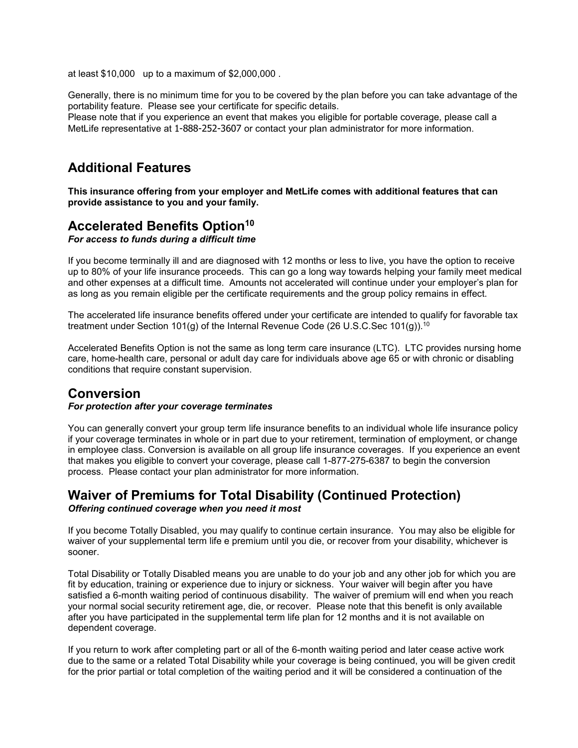at least $10,000 up to a maximum of $2,000,000 .

Generally, there is no minimum time for you to be covered by the plan before you can take advantage of the portability feature. Please see your certificate for specific details.
Please note that if you experience an event that makes you eligible for portable coverage, please call a MetLife representative at 1-888-252-3607 or contact your plan administrator for more information.

## Additional Features

**This insurance offering from your employer and MetLife comes with additional features that can provide assistance to you and your family.**

## Accelerated Benefits Option[10]

***For access to funds during a difficult time***

If you become terminally ill and are diagnosed with 12 months or less to live, you have the option to receive up to 80% of your life insurance proceeds. This can go a long way towards helping your family meet medical and other expenses at a difficult time. Amounts not accelerated will continue under your employer's plan for as long as you remain eligible per the certificate requirements and the group policy remains in effect.

The accelerated life insurance benefits offered under your certificate are intended to qualify for favorable tax treatment under Section 101(g) of the Internal Revenue Code (26 U.S.C.Sec 101(g)).[10]

Accelerated Benefits Option is not the same as long term care insurance (LTC). LTC provides nursing home care, home-health care, personal or adult day care for individuals above age 65 or with chronic or disabling conditions that require constant supervision.

## Conversion

***For protection after your coverage terminates***

You can generally convert your group term life insurance benefits to an individual whole life insurance policy if your coverage terminates in whole or in part due to your retirement, termination of employment, or change in employee class. Conversion is available on all group life insurance coverages. If you experience an event that makes you eligible to convert your coverage, please call 1-877-275-6387 to begin the conversion process. Please contact your plan administrator for more information.

## Waiver of Premiums for Total Disability (Continued Protection)

***Offering continued coverage when you need it most***

If you become Totally Disabled, you may qualify to continue certain insurance. You may also be eligible for waiver of your supplemental term life e premium until you die, or recover from your disability, whichever is sooner.

Total Disability or Totally Disabled means you are unable to do your job and any other job for which you are fit by education, training or experience due to injury or sickness. Your waiver will begin after you have satisfied a 6-month waiting period of continuous disability. The waiver of premium will end when you reach your normal social security retirement age, die, or recover. Please note that this benefit is only available after you have participated in the supplemental term life plan for 12 months and it is not available on dependent coverage.

If you return to work after completing part or all of the 6-month waiting period and later cease active work due to the same or a related Total Disability while your coverage is being continued, you will be given credit for the prior partial or total completion of the waiting period and it will be considered a continuation of the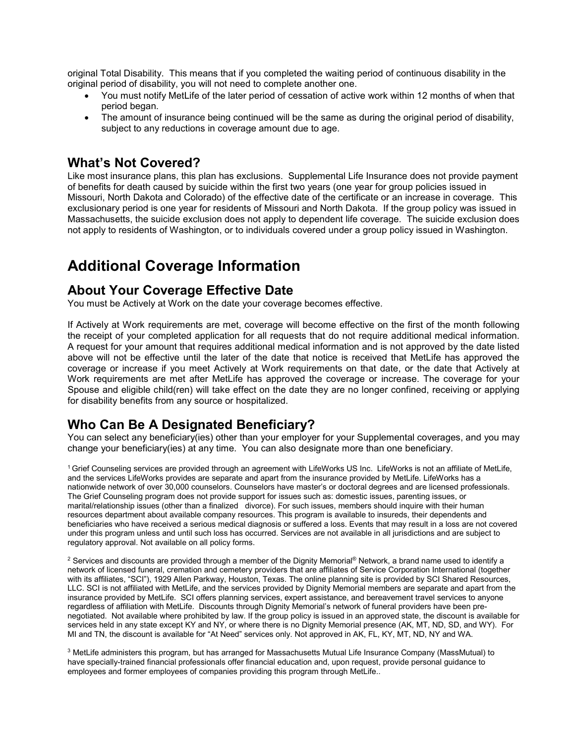original Total Disability. This means that if you completed the waiting period of continuous disability in the original period of disability, you will not need to complete another one.

- You must notify MetLife of the later period of cessation of active work within 12 months of when that period began.
- The amount of insurance being continued will be the same as during the original period of disability, subject to any reductions in coverage amount due to age.

## What's Not Covered?

Like most insurance plans, this plan has exclusions. Supplemental Life Insurance does not provide payment of benefits for death caused by suicide within the first two years (one year for group policies issued in Missouri, North Dakota and Colorado) of the effective date of the certificate or an increase in coverage. This exclusionary period is one year for residents of Missouri and North Dakota. If the group policy was issued in Massachusetts, the suicide exclusion does not apply to dependent life coverage. The suicide exclusion does not apply to residents of Washington, or to individuals covered under a group policy issued in Washington.

# Additional Coverage Information

## About Your Coverage Effective Date

You must be Actively at Work on the date your coverage becomes effective.

If Actively at Work requirements are met, coverage will become effective on the first of the month following the receipt of your completed application for all requests that do not require additional medical information. A request for your amount that requires additional medical information and is not approved by the date listed above will not be effective until the later of the date that notice is received that MetLife has approved the coverage or increase if you meet Actively at Work requirements on that date, or the date that Actively at Work requirements are met after MetLife has approved the coverage or increase. The coverage for your Spouse and eligible child(ren) will take effect on the date they are no longer confined, receiving or applying for disability benefits from any source or hospitalized.

## Who Can Be A Designated Beneficiary?

You can select any beneficiary(ies) other than your employer for your Supplemental coverages, and you may change your beneficiary(ies) at any time. You can also designate more than one beneficiary.

[1] Grief Counseling services are provided through an agreement with LifeWorks US Inc. LifeWorks is not an affiliate of MetLife, and the services LifeWorks provides are separate and apart from the insurance provided by MetLife. LifeWorks has a nationwide network of over 30,000 counselors. Counselors have master's or doctoral degrees and are licensed professionals. The Grief Counseling program does not provide support for issues such as: domestic issues, parenting issues, or marital/relationship issues (other than a finalized divorce). For such issues, members should inquire with their human resources department about available company resources. This program is available to insureds, their dependents and beneficiaries who have received a serious medical diagnosis or suffered a loss. Events that may result in a loss are not covered under this program unless and until such loss has occurred. Services are not available in all jurisdictions and are subject to regulatory approval. Not available on all policy forms.

[2] Services and discounts are provided through a member of the Dignity Memorial® Network, a brand name used to identify a network of licensed funeral, cremation and cemetery providers that are affiliates of Service Corporation International (together with its affiliates, "SCI"), 1929 Allen Parkway, Houston, Texas. The online planning site is provided by SCI Shared Resources, LLC. SCI is not affiliated with MetLife, and the services provided by Dignity Memorial members are separate and apart from the insurance provided by MetLife. SCI offers planning services, expert assistance, and bereavement travel services to anyone regardless of affiliation with MetLife. Discounts through Dignity Memorial's network of funeral providers have been pre-negotiated. Not available where prohibited by law. If the group policy is issued in an approved state, the discount is available for services held in any state except KY and NY, or where there is no Dignity Memorial presence (AK, MT, ND, SD, and WY). For MI and TN, the discount is available for "At Need" services only. Not approved in AK, FL, KY, MT, ND, NY and WA.

[3] MetLife administers this program, but has arranged for Massachusetts Mutual Life Insurance Company (MassMutual) to have specially-trained financial professionals offer financial education and, upon request, provide personal guidance to employees and former employees of companies providing this program through MetLife..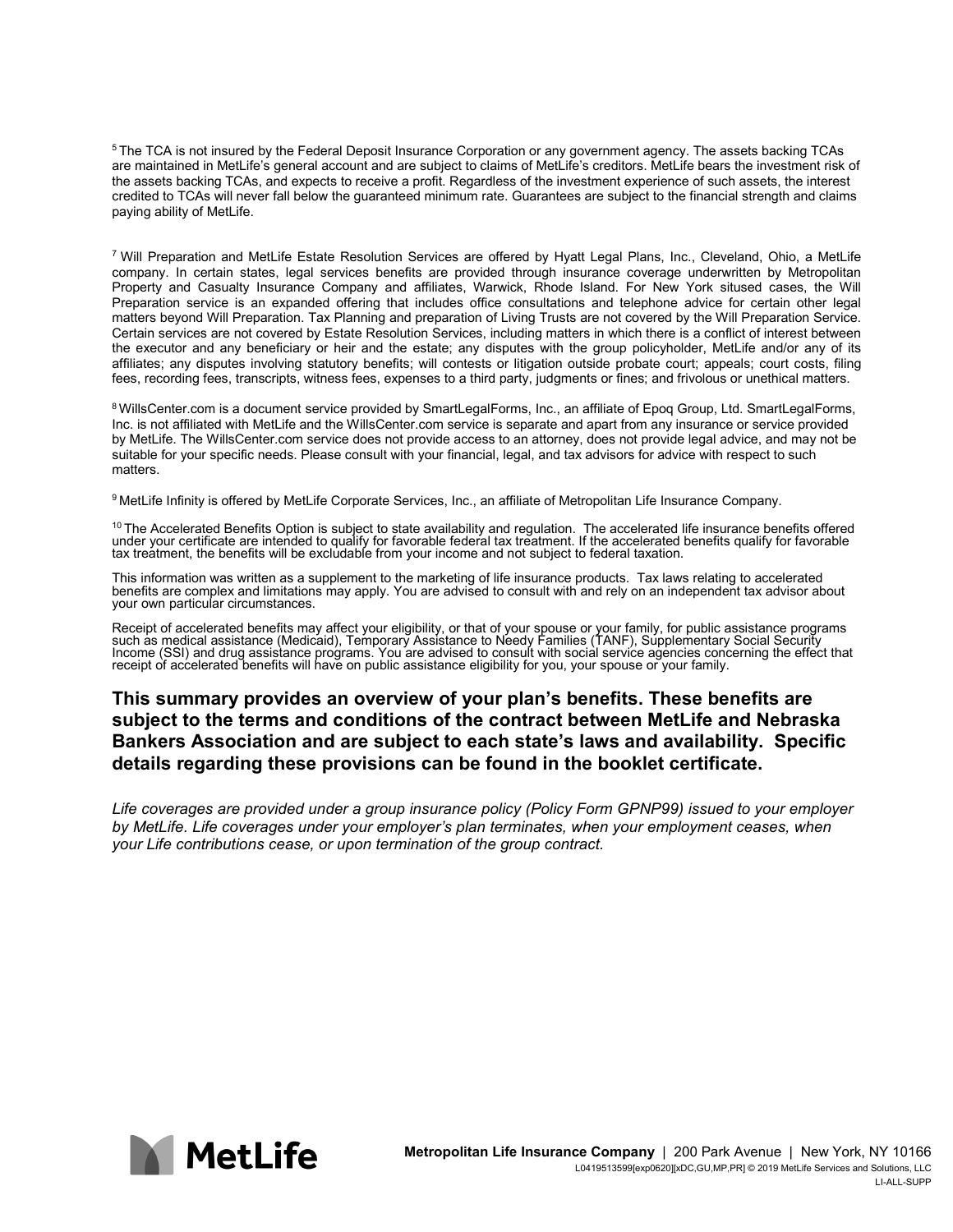[5] The TCA is not insured by the Federal Deposit Insurance Corporation or any government agency. The assets backing TCAs are maintained in MetLife's general account and are subject to claims of MetLife's creditors. MetLife bears the investment risk of the assets backing TCAs, and expects to receive a profit. Regardless of the investment experience of such assets, the interest credited to TCAs will never fall below the guaranteed minimum rate. Guarantees are subject to the financial strength and claims paying ability of MetLife.

[7] Will Preparation and MetLife Estate Resolution Services are offered by Hyatt Legal Plans, Inc., Cleveland, Ohio, a MetLife company. In certain states, legal services benefits are provided through insurance coverage underwritten by Metropolitan Property and Casualty Insurance Company and affiliates, Warwick, Rhode Island. For New York sitused cases, the Will Preparation service is an expanded offering that includes office consultations and telephone advice for certain other legal matters beyond Will Preparation. Tax Planning and preparation of Living Trusts are not covered by the Will Preparation Service. Certain services are not covered by Estate Resolution Services, including matters in which there is a conflict of interest between the executor and any beneficiary or heir and the estate; any disputes with the group policyholder, MetLife and/or any of its affiliates; any disputes involving statutory benefits; will contests or litigation outside probate court; appeals; court costs, filing fees, recording fees, transcripts, witness fees, expenses to a third party, judgments or fines; and frivolous or unethical matters.

[8] WillsCenter.com is a document service provided by SmartLegalForms, Inc., an affiliate of Epoq Group, Ltd. SmartLegalForms, Inc. is not affiliated with MetLife and the WillsCenter.com service is separate and apart from any insurance or service provided by MetLife. The WillsCenter.com service does not provide access to an attorney, does not provide legal advice, and may not be suitable for your specific needs. Please consult with your financial, legal, and tax advisors for advice with respect to such matters.

[9] MetLife Infinity is offered by MetLife Corporate Services, Inc., an affiliate of Metropolitan Life Insurance Company.

[10] The Accelerated Benefits Option is subject to state availability and regulation. The accelerated life insurance benefits offered under your certificate are intended to qualify for favorable federal tax treatment. If the accelerated benefits qualify for favorable tax treatment, the benefits will be excludable from your income and not subject to federal taxation.

This information was written as a supplement to the marketing of life insurance products. Tax laws relating to accelerated benefits are complex and limitations may apply. You are advised to consult with and rely on an independent tax advisor about your own particular circumstances.

Receipt of accelerated benefits may affect your eligibility, or that of your spouse or your family, for public assistance programs such as medical assistance (Medicaid), Temporary Assistance to Needy Families (TANF), Supplementary Social Security Income (SSI) and drug assistance programs. You are advised to consult with social service agencies concerning the effect that receipt of accelerated benefits will have on public assistance eligibility for you, your spouse or your family.

**This summary provides an overview of your plan's benefits. These benefits are subject to the terms and conditions of the contract between MetLife and Nebraska Bankers Association and are subject to each state's laws and availability. Specific details regarding these provisions can be found in the booklet certificate.**

*Life coverages are provided under a group insurance policy (Policy Form GPNP99) issued to your employer by MetLife. Life coverages under your employer's plan terminates, when your employment ceases, when your Life contributions cease, or upon termination of the group contract.*

MetLife

**Metropolitan Life Insurance Company** | 200 Park Avenue | New York, NY 10166

L0419513599[exp0620][xDC,GU,MP,PR] © 2019 MetLife Services and Solutions, LLC

LI-ALL-SUPP